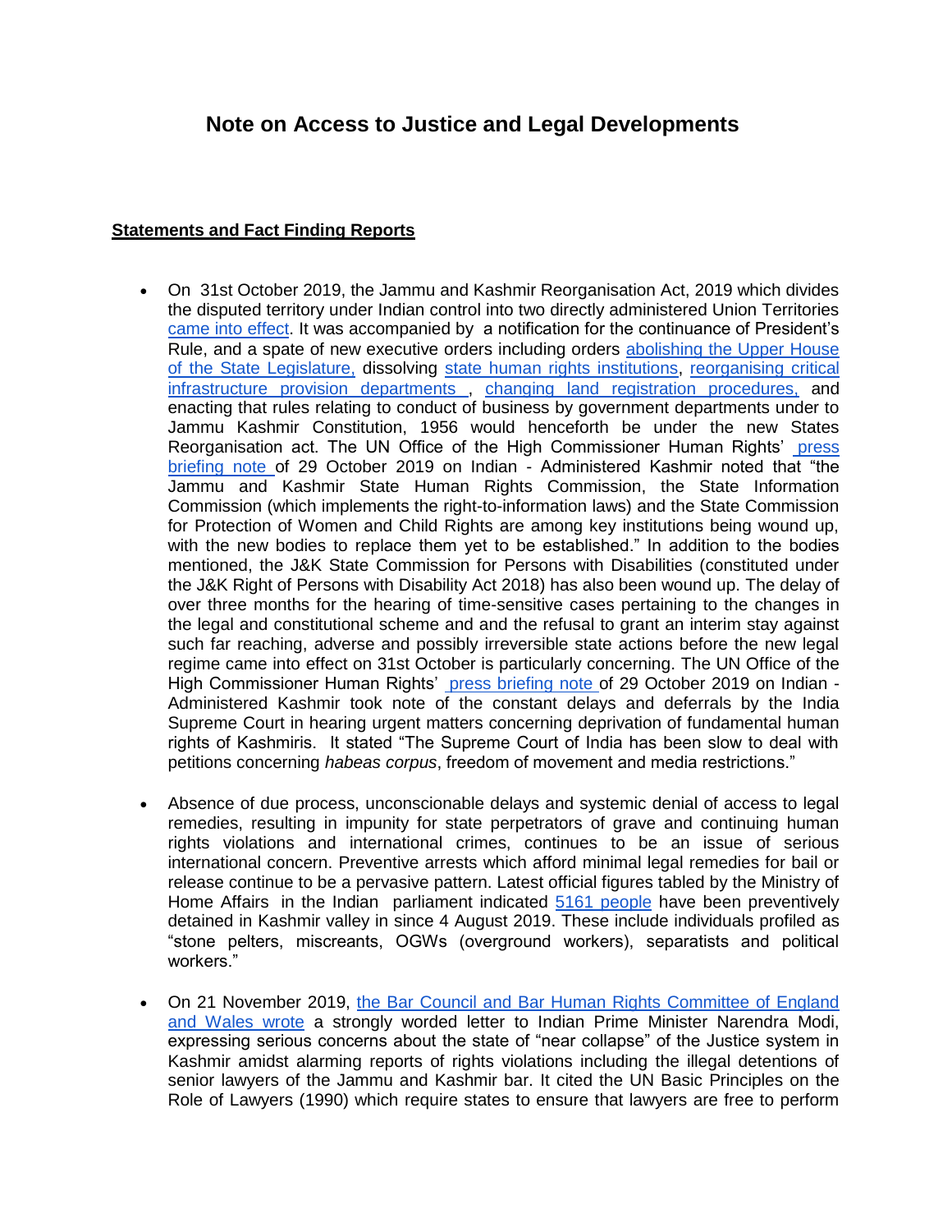# Note on Access to Justice and Legal Developments

**Statements and Fact Finding Reports**

- On 31st October 2019, the Jammu and Kashmir Reorganisation Act, 2019 which divides the disputed territory under Indian control into two directly administered Union Territories came into effect. It was accompanied by a notification for the continuance of President's Rule, and a spate of new executive orders including orders abolishing the Upper House of the State Legislature, dissolving state human rights institutions, reorganising critical infrastructure provision departments , changing land registration procedures, and enacting that rules relating to conduct of business by government departments under to Jammu Kashmir Constitution, 1956 would henceforth be under the new States Reorganisation act. The UN Office of the High Commissioner Human Rights' press briefing note of 29 October 2019 on Indian - Administered Kashmir noted that "the Jammu and Kashmir State Human Rights Commission, the State Information Commission (which implements the right-to-information laws) and the State Commission for Protection of Women and Child Rights are among key institutions being wound up, with the new bodies to replace them yet to be established." In addition to the bodies mentioned, the J&K State Commission for Persons with Disabilities (constituted under the J&K Right of Persons with Disability Act 2018) has also been wound up. The delay of over three months for the hearing of time-sensitive cases pertaining to the changes in the legal and constitutional scheme and and the refusal to grant an interim stay against such far reaching, adverse and possibly irreversible state actions before the new legal regime came into effect on 31st October is particularly concerning. The UN Office of the High Commissioner Human Rights' press briefing note of 29 October 2019 on Indian - Administered Kashmir took note of the constant delays and deferrals by the India Supreme Court in hearing urgent matters concerning deprivation of fundamental human rights of Kashmiris. It stated "The Supreme Court of India has been slow to deal with petitions concerning *habeas corpus*, freedom of movement and media restrictions."

- Absence of due process, unconscionable delays and systemic denial of access to legal remedies, resulting in impunity for state perpetrators of grave and continuing human rights violations and international crimes, continues to be an issue of serious international concern. Preventive arrests which afford minimal legal remedies for bail or release continue to be a pervasive pattern. Latest official figures tabled by the Ministry of Home Affairs in the Indian parliament indicated 5161 people have been preventively detained in Kashmir valley in since 4 August 2019. These include individuals profiled as "stone pelters, miscreants, OGWs (overground workers), separatists and political workers."

- On 21 November 2019, the Bar Council and Bar Human Rights Committee of England and Wales wrote a strongly worded letter to Indian Prime Minister Narendra Modi, expressing serious concerns about the state of "near collapse" of the Justice system in Kashmir amidst alarming reports of rights violations including the illegal detentions of senior lawyers of the Jammu and Kashmir bar. It cited the UN Basic Principles on the Role of Lawyers (1990) which require states to ensure that lawyers are free to perform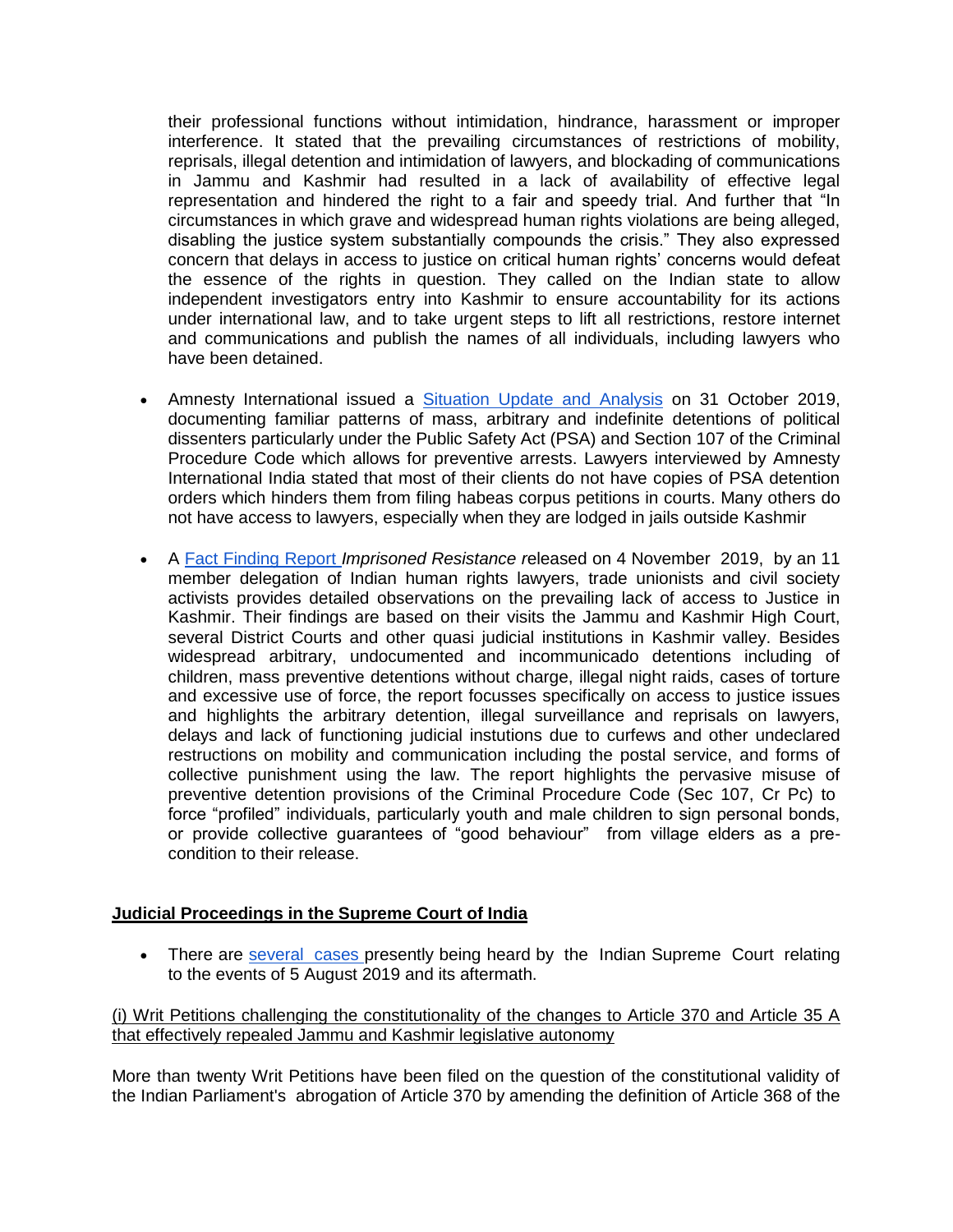their professional functions without intimidation, hindrance, harassment or improper interference. It stated that the prevailing circumstances of restrictions of mobility, reprisals, illegal detention and intimidation of lawyers, and blockading of communications in Jammu and Kashmir had resulted in a lack of availability of effective legal representation and hindered the right to a fair and speedy trial. And further that "In circumstances in which grave and widespread human rights violations are being alleged, disabling the justice system substantially compounds the crisis." They also expressed concern that delays in access to justice on critical human rights' concerns would defeat the essence of the rights in question. They called on the Indian state to allow independent investigators entry into Kashmir to ensure accountability for its actions under international law, and to take urgent steps to lift all restrictions, restore internet and communications and publish the names of all individuals, including lawyers who have been detained.

- Amnesty International issued a Situation Update and Analysis on 31 October 2019, documenting familiar patterns of mass, arbitrary and indefinite detentions of political dissenters particularly under the Public Safety Act (PSA) and Section 107 of the Criminal Procedure Code which allows for preventive arrests. Lawyers interviewed by Amnesty International India stated that most of their clients do not have copies of PSA detention orders which hinders them from filing habeas corpus petitions in courts. Many others do not have access to lawyers, especially when they are lodged in jails outside Kashmir

- A Fact Finding Report *Imprisoned Resistance r*eleased on 4 November 2019, by an 11 member delegation of Indian human rights lawyers, trade unionists and civil society activists provides detailed observations on the prevailing lack of access to Justice in Kashmir. Their findings are based on their visits the Jammu and Kashmir High Court, several District Courts and other quasi judicial institutions in Kashmir valley. Besides widespread arbitrary, undocumented and incommunicado detentions including of children, mass preventive detentions without charge, illegal night raids, cases of torture and excessive use of force, the report focusses specifically on access to justice issues and highlights the arbitrary detention, illegal surveillance and reprisals on lawyers, delays and lack of functioning judicial instutions due to curfews and other undeclared restructions on mobility and communication including the postal service, and forms of collective punishment using the law. The report highlights the pervasive misuse of preventive detention provisions of the Criminal Procedure Code (Sec 107, Cr Pc) to force "profiled" individuals, particularly youth and male children to sign personal bonds, or provide collective guarantees of "good behaviour" from village elders as a pre-condition to their release.

## Judicial Proceedings in the Supreme Court of India

- There are several cases presently being heard by the Indian Supreme Court relating to the events of 5 August 2019 and its aftermath.

(i) Writ Petitions challenging the constitutionality of the changes to Article 370 and Article 35 A that effectively repealed Jammu and Kashmir legislative autonomy

More than twenty Writ Petitions have been filed on the question of the constitutional validity of the Indian Parliament's abrogation of Article 370 by amending the definition of Article 368 of the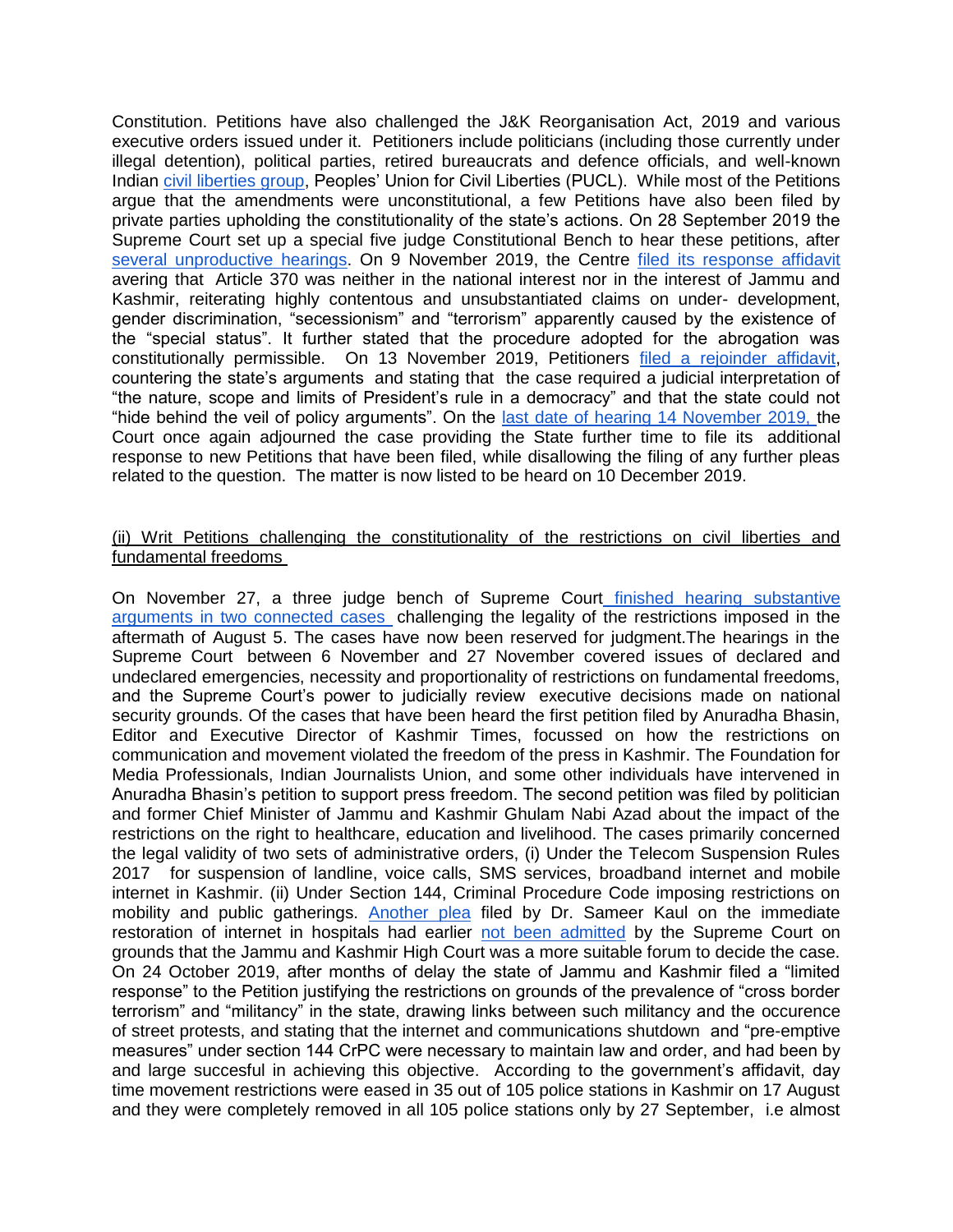Constitution. Petitions have also challenged the J&K Reorganisation Act, 2019 and various executive orders issued under it. Petitioners include politicians (including those currently under illegal detention), political parties, retired bureaucrats and defence officials, and well-known Indian civil liberties group, Peoples' Union for Civil Liberties (PUCL). While most of the Petitions argue that the amendments were unconstitutional, a few Petitions have also been filed by private parties upholding the constitutionality of the state's actions. On 28 September 2019 the Supreme Court set up a special five judge Constitutional Bench to hear these petitions, after several unproductive hearings. On 9 November 2019, the Centre filed its response affidavit avering that Article 370 was neither in the national interest nor in the interest of Jammu and Kashmir, reiterating highly contentous and unsubstantiated claims on under- development, gender discrimination, "secessionism" and "terrorism" apparently caused by the existence of the "special status". It further stated that the procedure adopted for the abrogation was constitutionally permissible. On 13 November 2019, Petitioners filed a rejoinder affidavit, countering the state's arguments and stating that the case required a judicial interpretation of "the nature, scope and limits of President's rule in a democracy" and that the state could not "hide behind the veil of policy arguments". On the last date of hearing 14 November 2019, the Court once again adjourned the case providing the State further time to file its additional response to new Petitions that have been filed, while disallowing the filing of any further pleas related to the question. The matter is now listed to be heard on 10 December 2019.

(ii) Writ Petitions challenging the constitutionality of the restrictions on civil liberties and fundamental freedoms

On November 27, a three judge bench of Supreme Court finished hearing substantive arguments in two connected cases challenging the legality of the restrictions imposed in the aftermath of August 5. The cases have now been reserved for judgment.The hearings in the Supreme Court between 6 November and 27 November covered issues of declared and undeclared emergencies, necessity and proportionality of restrictions on fundamental freedoms, and the Supreme Court's power to judicially review executive decisions made on national security grounds. Of the cases that have been heard the first petition filed by Anuradha Bhasin, Editor and Executive Director of Kashmir Times, focussed on how the restrictions on communication and movement violated the freedom of the press in Kashmir. The Foundation for Media Professionals, Indian Journalists Union, and some other individuals have intervened in Anuradha Bhasin's petition to support press freedom. The second petition was filed by politician and former Chief Minister of Jammu and Kashmir Ghulam Nabi Azad about the impact of the restrictions on the right to healthcare, education and livelihood. The cases primarily concerned the legal validity of two sets of administrative orders, (i) Under the Telecom Suspension Rules 2017 for suspension of landline, voice calls, SMS services, broadband internet and mobile internet in Kashmir. (ii) Under Section 144, Criminal Procedure Code imposing restrictions on mobility and public gatherings. Another plea filed by Dr. Sameer Kaul on the immediate restoration of internet in hospitals had earlier not been admitted by the Supreme Court on grounds that the Jammu and Kashmir High Court was a more suitable forum to decide the case. On 24 October 2019, after months of delay the state of Jammu and Kashmir filed a "limited response" to the Petition justifying the restrictions on grounds of the prevalence of "cross border terrorism" and "militancy" in the state, drawing links between such militancy and the occurence of street protests, and stating that the internet and communications shutdown and "pre-emptive measures" under section 144 CrPC were necessary to maintain law and order, and had been by and large succesful in achieving this objective. According to the government's affidavit, day time movement restrictions were eased in 35 out of 105 police stations in Kashmir on 17 August and they were completely removed in all 105 police stations only by 27 September, i.e almost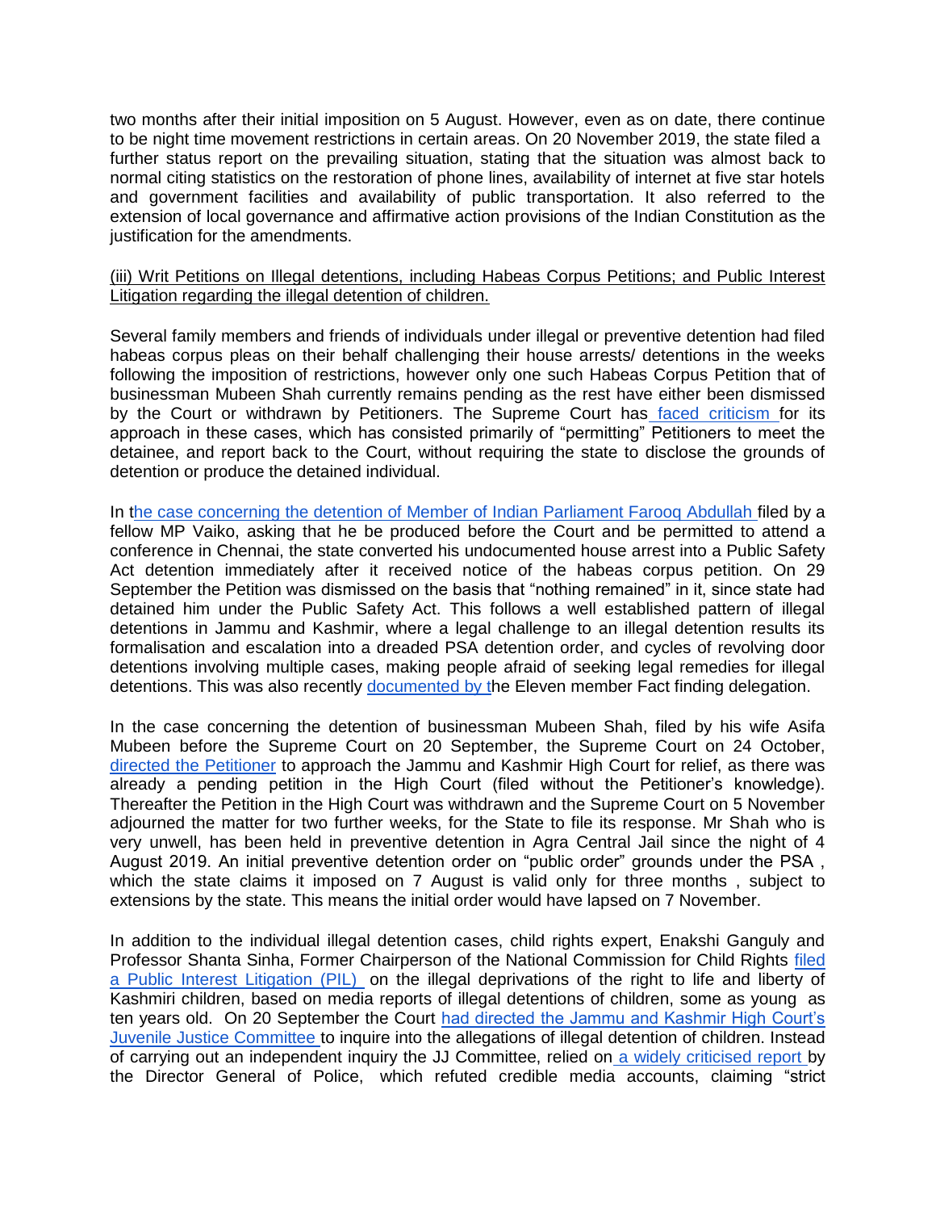two months after their initial imposition on 5 August. However, even as on date, there continue to be night time movement restrictions in certain areas. On 20 November 2019, the state filed a further status report on the prevailing situation, stating that the situation was almost back to normal citing statistics on the restoration of phone lines, availability of internet at five star hotels and government facilities and availability of public transportation. It also referred to the extension of local governance and affirmative action provisions of the Indian Constitution as the justification for the amendments.

(iii) Writ Petitions on Illegal detentions, including Habeas Corpus Petitions; and Public Interest Litigation regarding the illegal detention of children.

Several family members and friends of individuals under illegal or preventive detention had filed habeas corpus pleas on their behalf challenging their house arrests/ detentions in the weeks following the imposition of restrictions, however only one such Habeas Corpus Petition that of businessman Mubeen Shah currently remains pending as the rest have either been dismissed by the Court or withdrawn by Petitioners. The Supreme Court has faced criticism for its approach in these cases, which has consisted primarily of "permitting" Petitioners to meet the detainee, and report back to the Court, without requiring the state to disclose the grounds of detention or produce the detained individual.

In the case concerning the detention of Member of Indian Parliament Farooq Abdullah filed by a fellow MP Vaiko, asking that he be produced before the Court and be permitted to attend a conference in Chennai, the state converted his undocumented house arrest into a Public Safety Act detention immediately after it received notice of the habeas corpus petition. On 29 September the Petition was dismissed on the basis that "nothing remained" in it, since state had detained him under the Public Safety Act. This follows a well established pattern of illegal detentions in Jammu and Kashmir, where a legal challenge to an illegal detention results its formalisation and escalation into a dreaded PSA detention order, and cycles of revolving door detentions involving multiple cases, making people afraid of seeking legal remedies for illegal detentions. This was also recently documented by the Eleven member Fact finding delegation.

In the case concerning the detention of businessman Mubeen Shah, filed by his wife Asifa Mubeen before the Supreme Court on 20 September, the Supreme Court on 24 October, directed the Petitioner to approach the Jammu and Kashmir High Court for relief, as there was already a pending petition in the High Court (filed without the Petitioner's knowledge). Thereafter the Petition in the High Court was withdrawn and the Supreme Court on 5 November adjourned the matter for two further weeks, for the State to file its response. Mr Shah who is very unwell, has been held in preventive detention in Agra Central Jail since the night of 4 August 2019. An initial preventive detention order on "public order" grounds under the PSA , which the state claims it imposed on 7 August is valid only for three months , subject to extensions by the state. This means the initial order would have lapsed on 7 November.

In addition to the individual illegal detention cases, child rights expert, Enakshi Ganguly and Professor Shanta Sinha, Former Chairperson of the National Commission for Child Rights filed a Public Interest Litigation (PIL) on the illegal deprivations of the right to life and liberty of Kashmiri children, based on media reports of illegal detentions of children, some as young as ten years old. On 20 September the Court had directed the Jammu and Kashmir High Court's Juvenile Justice Committee to inquire into the allegations of illegal detention of children. Instead of carrying out an independent inquiry the JJ Committee, relied on a widely criticised report by the Director General of Police, which refuted credible media accounts, claiming "strict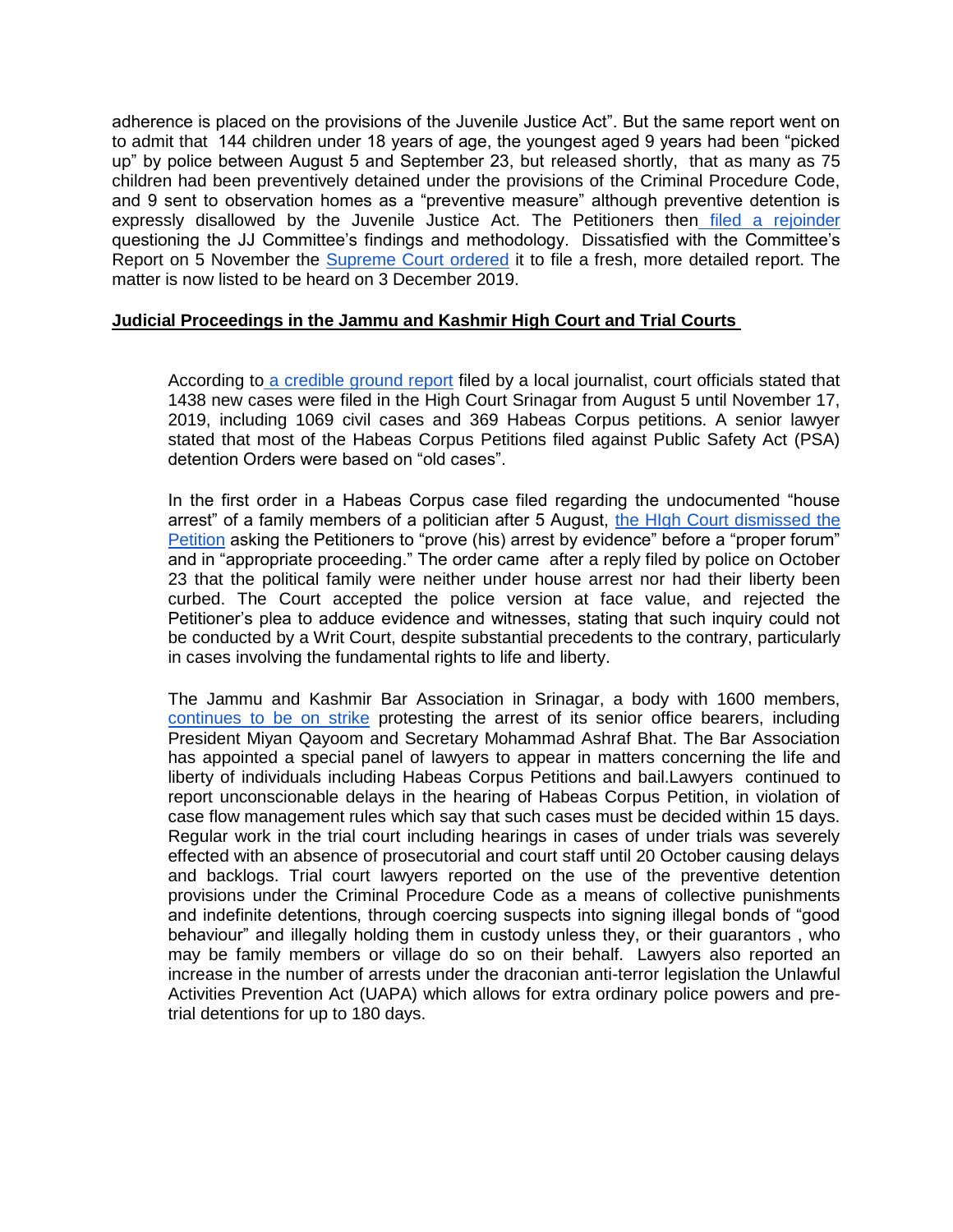adherence is placed on the provisions of the Juvenile Justice Act". But the same report went on to admit that 144 children under 18 years of age, the youngest aged 9 years had been "picked up" by police between August 5 and September 23, but released shortly, that as many as 75 children had been preventively detained under the provisions of the Criminal Procedure Code, and 9 sent to observation homes as a "preventive measure" although preventive detention is expressly disallowed by the Juvenile Justice Act. The Petitioners then filed a rejoinder questioning the JJ Committee's findings and methodology. Dissatisfied with the Committee's Report on 5 November the Supreme Court ordered it to file a fresh, more detailed report. The matter is now listed to be heard on 3 December 2019.

**Judicial Proceedings in the Jammu and Kashmir High Court and Trial Courts**

According to a credible ground report filed by a local journalist, court officials stated that 1438 new cases were filed in the High Court Srinagar from August 5 until November 17, 2019, including 1069 civil cases and 369 Habeas Corpus petitions. A senior lawyer stated that most of the Habeas Corpus Petitions filed against Public Safety Act (PSA) detention Orders were based on "old cases".

In the first order in a Habeas Corpus case filed regarding the undocumented "house arrest" of a family members of a politician after 5 August, the HIgh Court dismissed the Petition asking the Petitioners to "prove (his) arrest by evidence" before a "proper forum" and in "appropriate proceeding." The order came after a reply filed by police on October 23 that the political family were neither under house arrest nor had their liberty been curbed. The Court accepted the police version at face value, and rejected the Petitioner's plea to adduce evidence and witnesses, stating that such inquiry could not be conducted by a Writ Court, despite substantial precedents to the contrary, particularly in cases involving the fundamental rights to life and liberty.

The Jammu and Kashmir Bar Association in Srinagar, a body with 1600 members, continues to be on strike protesting the arrest of its senior office bearers, including President Miyan Qayoom and Secretary Mohammad Ashraf Bhat. The Bar Association has appointed a special panel of lawyers to appear in matters concerning the life and liberty of individuals including Habeas Corpus Petitions and bail.Lawyers continued to report unconscionable delays in the hearing of Habeas Corpus Petition, in violation of case flow management rules which say that such cases must be decided within 15 days. Regular work in the trial court including hearings in cases of under trials was severely effected with an absence of prosecutorial and court staff until 20 October causing delays and backlogs. Trial court lawyers reported on the use of the preventive detention provisions under the Criminal Procedure Code as a means of collective punishments and indefinite detentions, through coercing suspects into signing illegal bonds of "good behaviour" and illegally holding them in custody unless they, or their guarantors , who may be family members or village do so on their behalf. Lawyers also reported an increase in the number of arrests under the draconian anti-terror legislation the Unlawful Activities Prevention Act (UAPA) which allows for extra ordinary police powers and pre-trial detentions for up to 180 days.